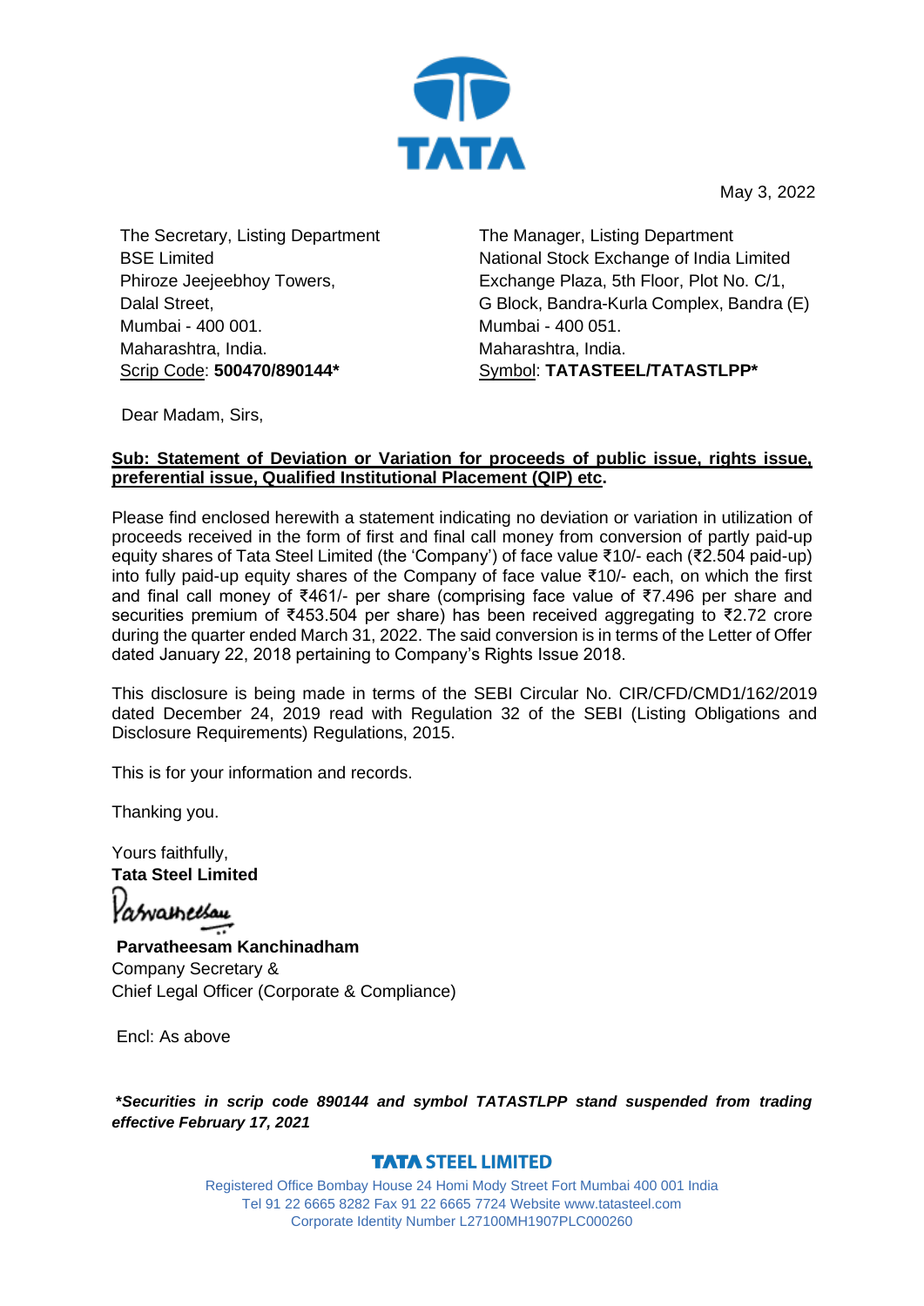May 3, 2022

The Secretary, Listing Department
BSE Limited
Phiroze Jeejeebhoy Towers,
Dalal Street,
Mumbai - 400 001.
Maharashtra, India.
Scrip Code: **500470/890144***

The Manager, Listing Department
National Stock Exchange of India Limited
Exchange Plaza, 5th Floor, Plot No. C/1,
G Block, Bandra-Kurla Complex, Bandra (E)
Mumbai - 400 051.
Maharashtra, India.
Symbol: **TATASTEEL/TATASTLPP***

Dear Madam, Sirs,

**Sub: Statement of Deviation or Variation for proceeds of public issue, rights issue, preferential issue, Qualified Institutional Placement (QIP) etc.**

Please find enclosed herewith a statement indicating no deviation or variation in utilization of proceeds received in the form of first and final call money from conversion of partly paid-up equity shares of Tata Steel Limited (the 'Company') of face value ₹10/- each (₹2.504 paid-up) into fully paid-up equity shares of the Company of face value ₹10/- each, on which the first and final call money of ₹461/- per share (comprising face value of ₹7.496 per share and securities premium of ₹453.504 per share) has been received aggregating to ₹2.72 crore during the quarter ended March 31, 2022. The said conversion is in terms of the Letter of Offer dated January 22, 2018 pertaining to Company's Rights Issue 2018.

This disclosure is being made in terms of the SEBI Circular No. CIR/CFD/CMD1/162/2019 dated December 24, 2019 read with Regulation 32 of the SEBI (Listing Obligations and Disclosure Requirements) Regulations, 2015.

This is for your information and records.

Thanking you.

Yours faithfully,
**Tata Steel Limited**

**Parvatheesam Kanchinadham**
Company Secretary &
Chief Legal Officer (Corporate & Compliance)

Encl: As above

***Securities in scrip code 890144 and symbol TATASTLPP stand suspended from trading effective February 17, 2021***

**TATA STEEL LIMITED**

Registered Office Bombay House 24 Homi Mody Street Fort Mumbai 400 001 India
Tel 91 22 6665 8282 Fax 91 22 6665 7724 Website www.tatasteel.com
Corporate Identity Number L27100MH1907PLC000260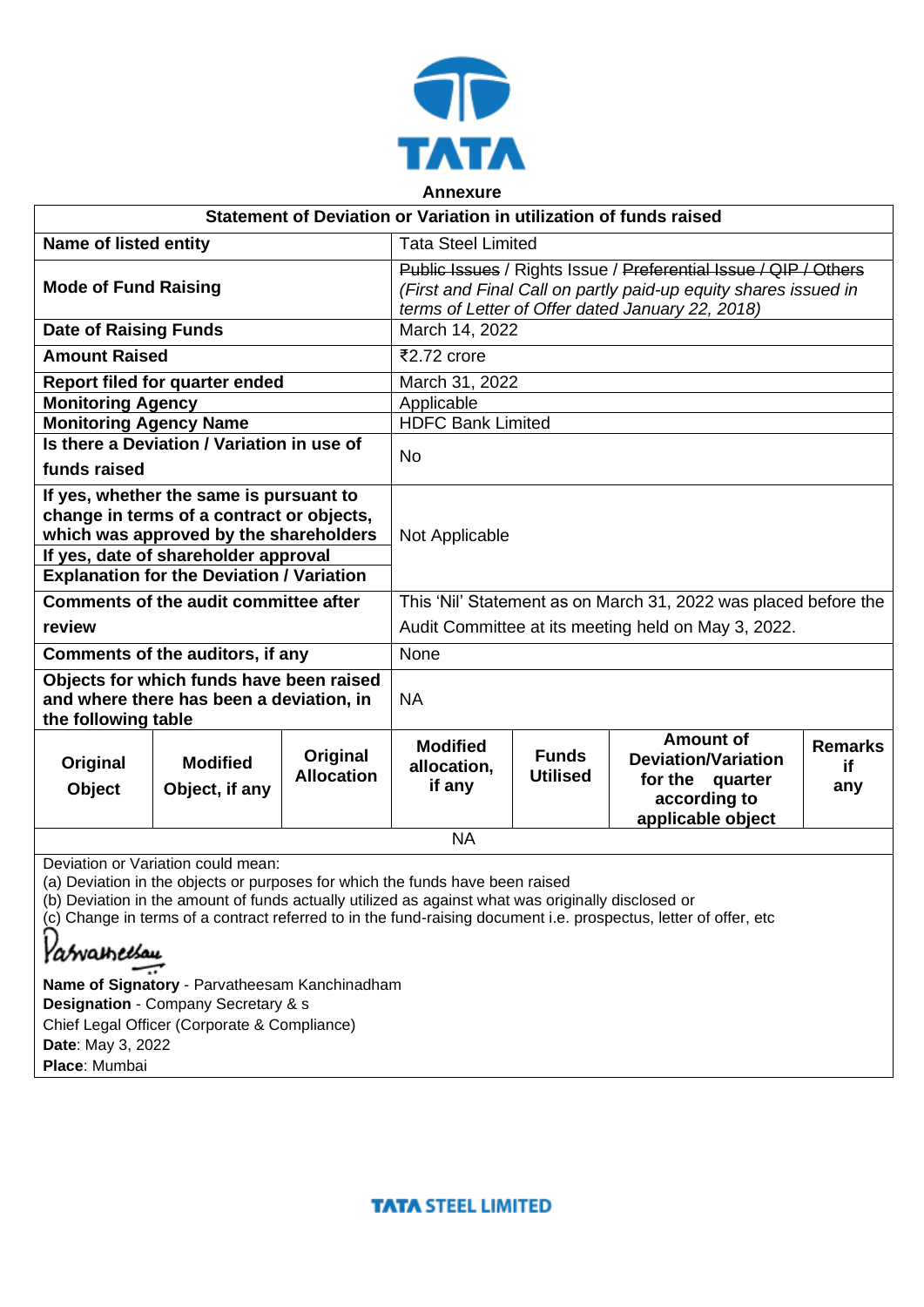**Annexure**

| Statement of Deviation or Variation in utilization of funds raised | | | | | | |
|---|---|---|---|---|---|---|
| **Name of listed entity** | | | Tata Steel Limited | | | |
| **Mode of Fund Raising** | | | ~~Public Issues~~ / Rights Issue / ~~Preferential Issue / QIP / Others~~ *(First and Final Call on partly paid-up equity shares issued in terms of Letter of Offer dated January 22, 2018)* | | | |
| **Date of Raising Funds** | | | March 14, 2022 | | | |
| **Amount Raised** | | | ₹2.72 crore | | | |
| **Report filed for quarter ended** | | | March 31, 2022 | | | |
| **Monitoring Agency** | | | Applicable | | | |
| **Monitoring Agency Name** | | | HDFC Bank Limited | | | |
| **Is there a Deviation / Variation in use of funds raised** | | | No | | | |
| **If yes, whether the same is pursuant to change in terms of a contract or objects, which was approved by the shareholders** | | | Not Applicable | | | |
| **If yes, date of shareholder approval** | | | | | | |
| **Explanation for the Deviation / Variation** | | | | | | |
| **Comments of the audit committee after review** | | | This 'Nil' Statement as on March 31, 2022 was placed before the Audit Committee at its meeting held on May 3, 2022. | | | |
| **Comments of the auditors, if any** | | | None | | | |
| **Objects for which funds have been raised and where there has been a deviation, in the following table** | | | NA | | | |
| **Original Object** | **Modified Object, if any** | **Original Allocation** | **Modified allocation, if any** | **Funds Utilised** | **Amount of Deviation/Variation for the quarter according to applicable object** | **Remarks if any** |
| NA | | | | | | |

Deviation or Variation could mean:
(a) Deviation in the objects or purposes for which the funds have been raised
(b) Deviation in the amount of funds actually utilized as against what was originally disclosed or
(c) Change in terms of a contract referred to in the fund-raising document i.e. prospectus, letter of offer, etc

**Name of Signatory** - Parvatheesam Kanchinadham
**Designation** - Company Secretary & s
Chief Legal Officer (Corporate & Compliance)
**Date**: May 3, 2022
**Place**: Mumbai

TATA STEEL LIMITED